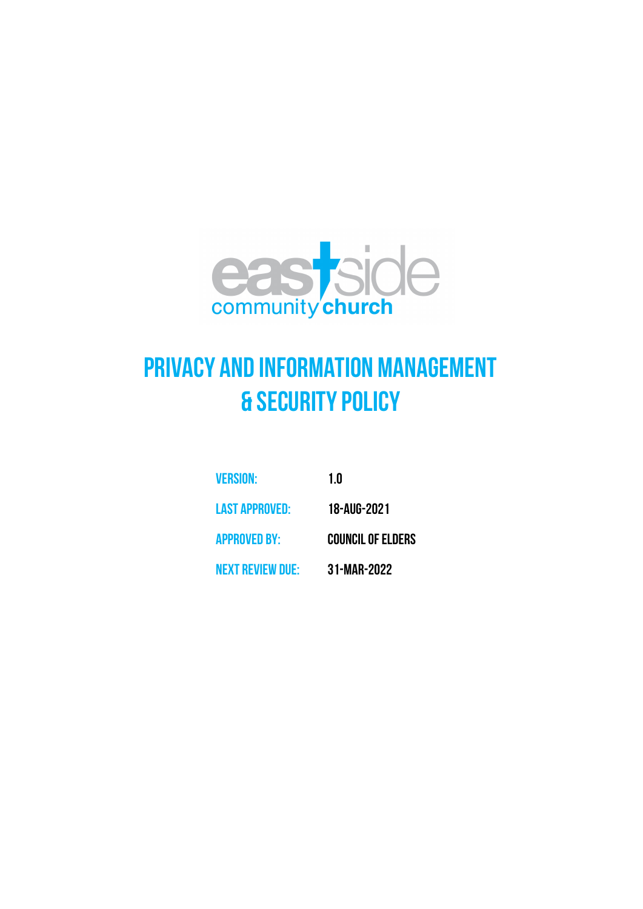eastside community church

# PRIVACY AND INFORMATION MANAGEMENT & SECURITY POLICY

| | |
|---|---|
| VERSION: | 1.0 |
| LAST APPROVED: | 18-AUG-2021 |
| APPROVED BY: | COUNCIL OF ELDERS |
| NEXT REVIEW DUE: | 31-MAR-2022 |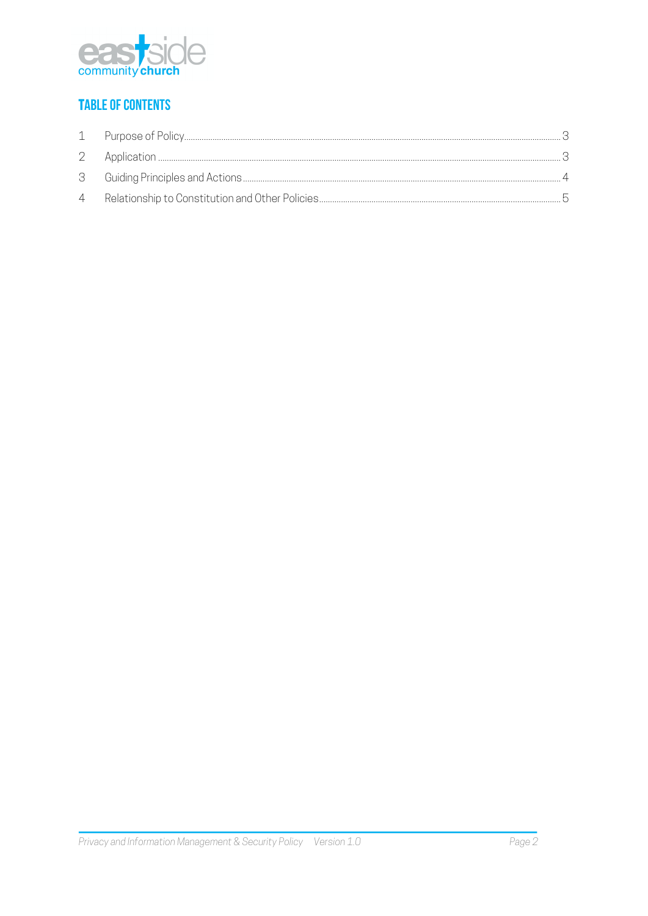## TABLE OF CONTENTS

| | | |
|---|---|---|
| 1 | Purpose of Policy | 3 |
| 2 | Application | 3 |
| 3 | Guiding Principles and Actions | 4 |
| 4 | Relationship to Constitution and Other Policies | 5 |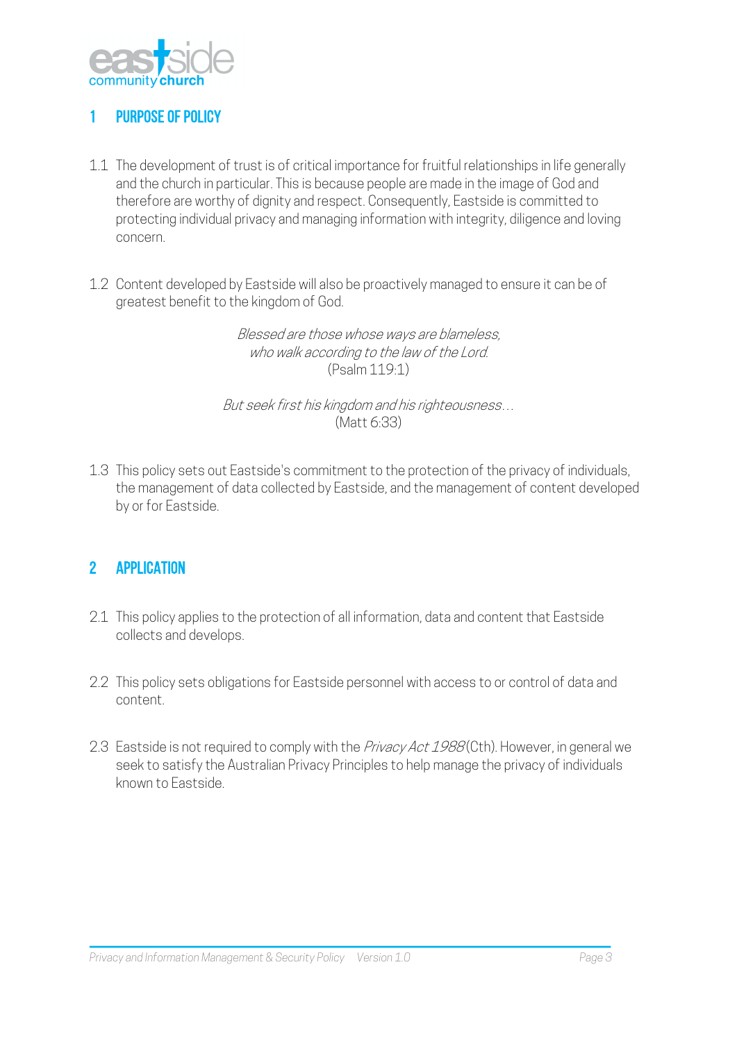## 1 PURPOSE OF POLICY

1.1 The development of trust is of critical importance for fruitful relationships in life generally and the church in particular. This is because people are made in the image of God and therefore are worthy of dignity and respect. Consequently, Eastside is committed to protecting individual privacy and managing information with integrity, diligence and loving concern.

1.2 Content developed by Eastside will also be proactively managed to ensure it can be of greatest benefit to the kingdom of God.

*Blessed are those whose ways are blameless,*
*who walk according to the law of the Lord.*
(Psalm 119:1)

*But seek first his kingdom and his righteousness…*
(Matt 6:33)

1.3 This policy sets out Eastside's commitment to the protection of the privacy of individuals, the management of data collected by Eastside, and the management of content developed by or for Eastside.

## 2 APPLICATION

2.1 This policy applies to the protection of all information, data and content that Eastside collects and develops.

2.2 This policy sets obligations for Eastside personnel with access to or control of data and content.

2.3 Eastside is not required to comply with the *Privacy Act 1988* (Cth). However, in general we seek to satisfy the Australian Privacy Principles to help manage the privacy of individuals known to Eastside.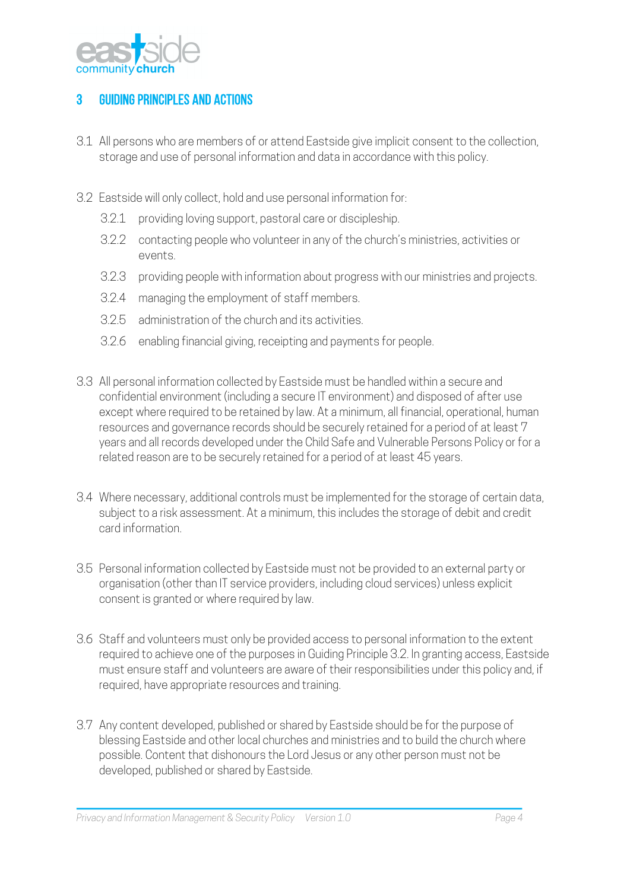## 3 GUIDING PRINCIPLES AND ACTIONS

3.1 All persons who are members of or attend Eastside give implicit consent to the collection, storage and use of personal information and data in accordance with this policy.

3.2 Eastside will only collect, hold and use personal information for:

- 3.2.1 providing loving support, pastoral care or discipleship.
- 3.2.2 contacting people who volunteer in any of the church's ministries, activities or events.
- 3.2.3 providing people with information about progress with our ministries and projects.
- 3.2.4 managing the employment of staff members.
- 3.2.5 administration of the church and its activities.
- 3.2.6 enabling financial giving, receipting and payments for people.

3.3 All personal information collected by Eastside must be handled within a secure and confidential environment (including a secure IT environment) and disposed of after use except where required to be retained by law. At a minimum, all financial, operational, human resources and governance records should be securely retained for a period of at least 7 years and all records developed under the Child Safe and Vulnerable Persons Policy or for a related reason are to be securely retained for a period of at least 45 years.

3.4 Where necessary, additional controls must be implemented for the storage of certain data, subject to a risk assessment. At a minimum, this includes the storage of debit and credit card information.

3.5 Personal information collected by Eastside must not be provided to an external party or organisation (other than IT service providers, including cloud services) unless explicit consent is granted or where required by law.

3.6 Staff and volunteers must only be provided access to personal information to the extent required to achieve one of the purposes in Guiding Principle 3.2. In granting access, Eastside must ensure staff and volunteers are aware of their responsibilities under this policy and, if required, have appropriate resources and training.

3.7 Any content developed, published or shared by Eastside should be for the purpose of blessing Eastside and other local churches and ministries and to build the church where possible. Content that dishonours the Lord Jesus or any other person must not be developed, published or shared by Eastside.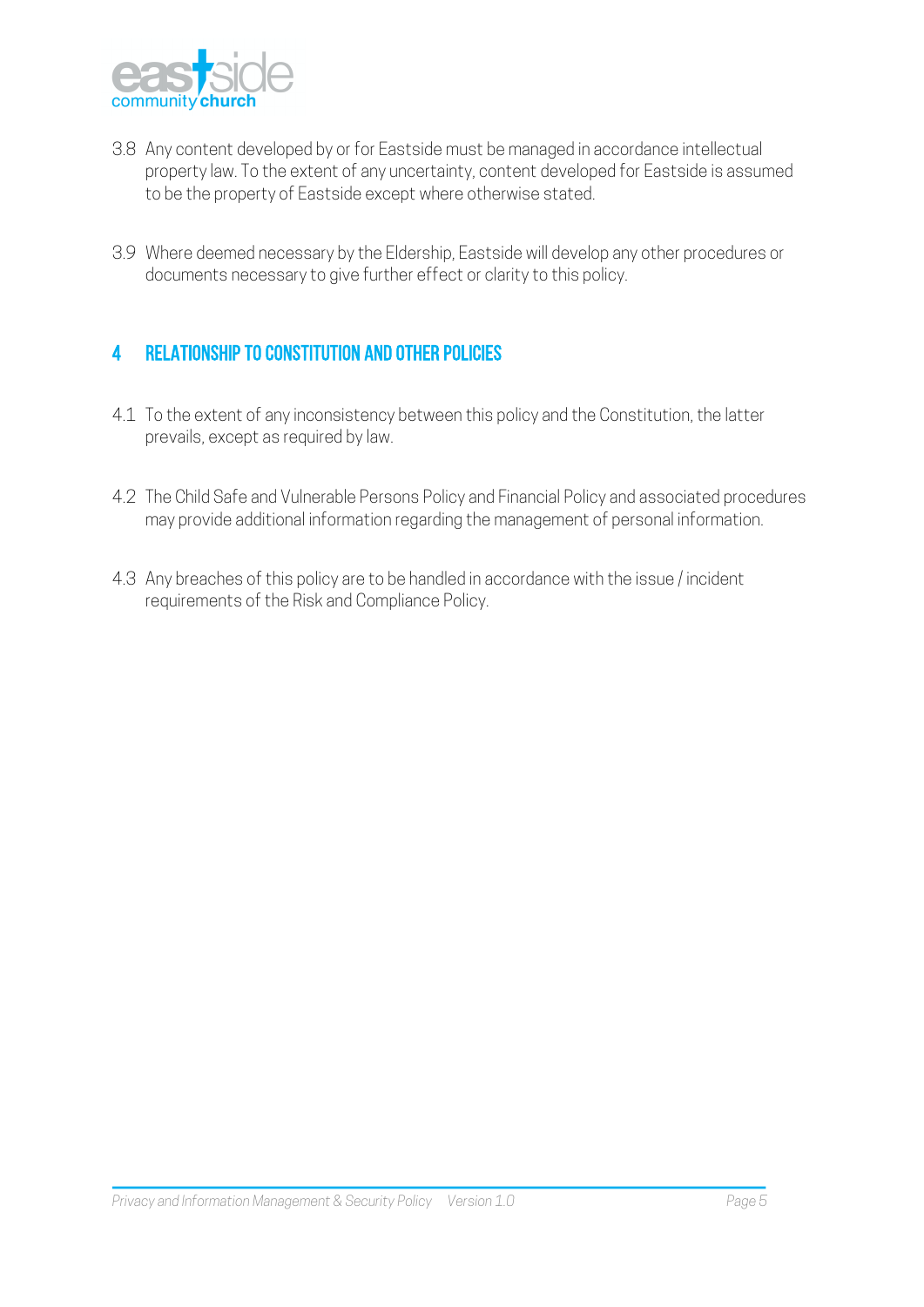3.8 Any content developed by or for Eastside must be managed in accordance intellectual property law. To the extent of any uncertainty, content developed for Eastside is assumed to be the property of Eastside except where otherwise stated.

3.9 Where deemed necessary by the Eldership, Eastside will develop any other procedures or documents necessary to give further effect or clarity to this policy.

## 4 RELATIONSHIP TO CONSTITUTION AND OTHER POLICIES

4.1 To the extent of any inconsistency between this policy and the Constitution, the latter prevails, except as required by law.

4.2 The Child Safe and Vulnerable Persons Policy and Financial Policy and associated procedures may provide additional information regarding the management of personal information.

4.3 Any breaches of this policy are to be handled in accordance with the issue / incident requirements of the Risk and Compliance Policy.